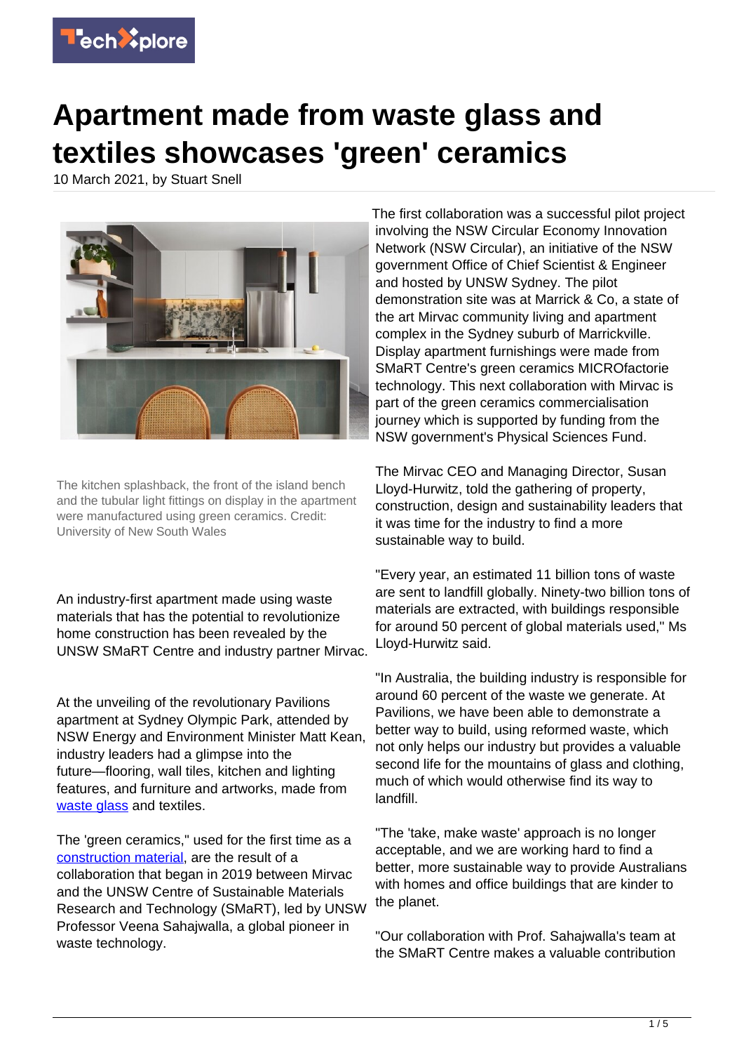# Apartment made from waste glass and textiles showcases 'green' ceramics

10 March 2021, by Stuart Snell

The kitchen splashback, the front of the island bench and the tubular light fittings on display in the apartment were manufactured using green ceramics. Credit: University of New South Wales

An industry-first apartment made using waste materials that has the potential to revolutionize home construction has been revealed by the UNSW SMaRT Centre and industry partner Mirvac.

At the unveiling of the revolutionary Pavilions apartment at Sydney Olympic Park, attended by NSW Energy and Environment Minister Matt Kean, industry leaders had a glimpse into the future—flooring, wall tiles, kitchen and lighting features, and furniture and artworks, made from waste glass and textiles.

The 'green ceramics," used for the first time as a construction material, are the result of a collaboration that began in 2019 between Mirvac and the UNSW Centre of Sustainable Materials Research and Technology (SMaRT), led by UNSW Professor Veena Sahajwalla, a global pioneer in waste technology.

The first collaboration was a successful pilot project involving the NSW Circular Economy Innovation Network (NSW Circular), an initiative of the NSW government Office of Chief Scientist & Engineer and hosted by UNSW Sydney. The pilot demonstration site was at Marrick & Co, a state of the art Mirvac community living and apartment complex in the Sydney suburb of Marrickville. Display apartment furnishings were made from SMaRT Centre's green ceramics MICROfactorie technology. This next collaboration with Mirvac is part of the green ceramics commercialisation journey which is supported by funding from the NSW government's Physical Sciences Fund.

The Mirvac CEO and Managing Director, Susan Lloyd-Hurwitz, told the gathering of property, construction, design and sustainability leaders that it was time for the industry to find a more sustainable way to build.

"Every year, an estimated 11 billion tons of waste are sent to landfill globally. Ninety-two billion tons of materials are extracted, with buildings responsible for around 50 percent of global materials used," Ms Lloyd-Hurwitz said.

"In Australia, the building industry is responsible for around 60 percent of the waste we generate. At Pavilions, we have been able to demonstrate a better way to build, using reformed waste, which not only helps our industry but provides a valuable second life for the mountains of glass and clothing, much of which would otherwise find its way to landfill.

"The 'take, make waste' approach is no longer acceptable, and we are working hard to find a better, more sustainable way to provide Australians with homes and office buildings that are kinder to the planet.

"Our collaboration with Prof. Sahajwalla's team at the SMaRT Centre makes a valuable contribution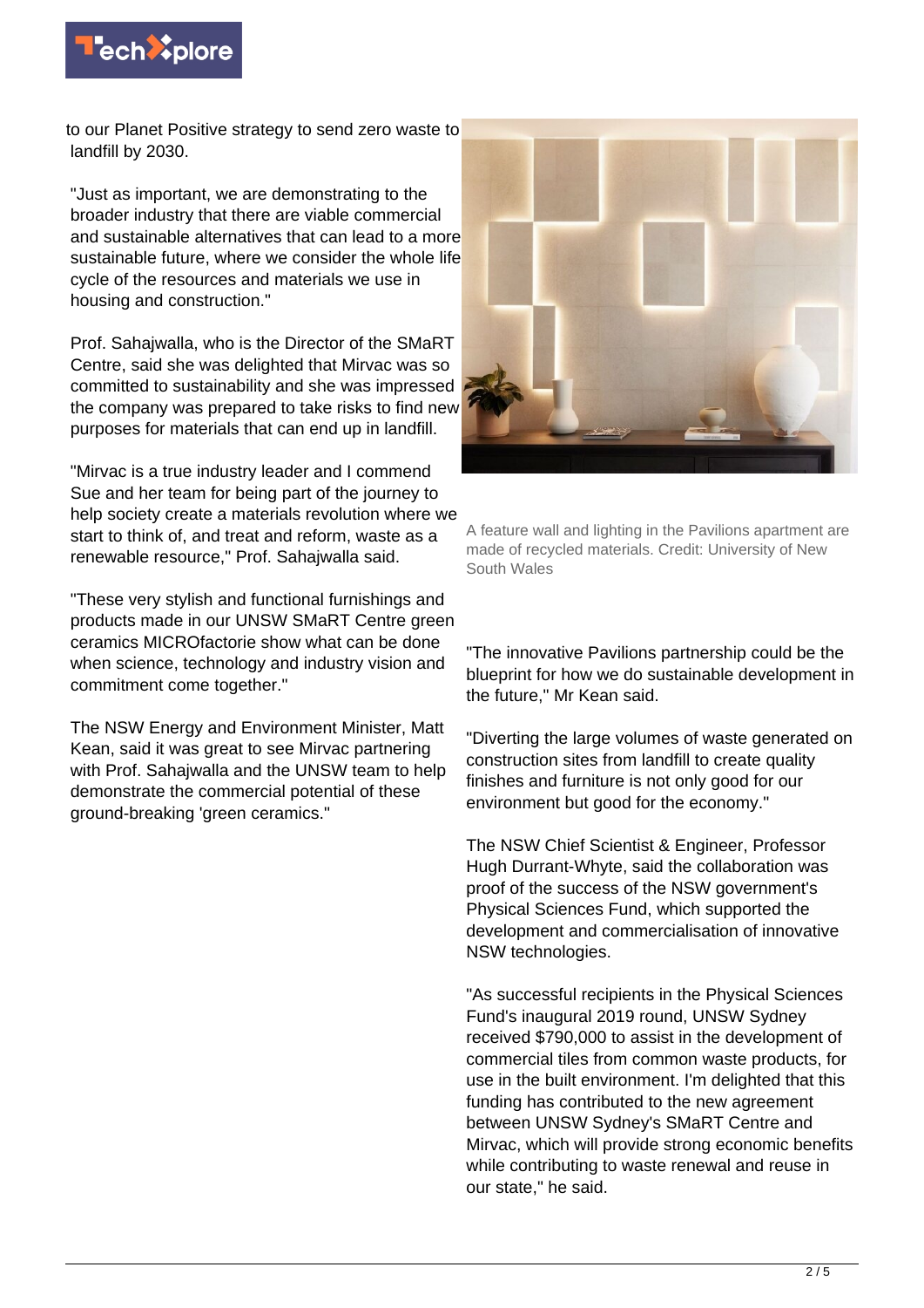to our Planet Positive strategy to send zero waste to landfill by 2030.

"Just as important, we are demonstrating to the broader industry that there are viable commercial and sustainable alternatives that can lead to a more sustainable future, where we consider the whole life cycle of the resources and materials we use in housing and construction."

Prof. Sahajwalla, who is the Director of the SMaRT Centre, said she was delighted that Mirvac was so committed to sustainability and she was impressed the company was prepared to take risks to find new purposes for materials that can end up in landfill.

"Mirvac is a true industry leader and I commend Sue and her team for being part of the journey to help society create a materials revolution where we start to think of, and treat and reform, waste as a renewable resource," Prof. Sahajwalla said.

"These very stylish and functional furnishings and products made in our UNSW SMaRT Centre green ceramics MICROfactorie show what can be done when science, technology and industry vision and commitment come together."

The NSW Energy and Environment Minister, Matt Kean, said it was great to see Mirvac partnering with Prof. Sahajwalla and the UNSW team to help demonstrate the commercial potential of these ground-breaking 'green ceramics."

A feature wall and lighting in the Pavilions apartment are made of recycled materials. Credit: University of New South Wales

"The innovative Pavilions partnership could be the blueprint for how we do sustainable development in the future," Mr Kean said.

"Diverting the large volumes of waste generated on construction sites from landfill to create quality finishes and furniture is not only good for our environment but good for the economy."

The NSW Chief Scientist & Engineer, Professor Hugh Durrant-Whyte, said the collaboration was proof of the success of the NSW government's Physical Sciences Fund, which supported the development and commercialisation of innovative NSW technologies.

"As successful recipients in the Physical Sciences Fund's inaugural 2019 round, UNSW Sydney received $790,000 to assist in the development of commercial tiles from common waste products, for use in the built environment. I'm delighted that this funding has contributed to the new agreement between UNSW Sydney's SMaRT Centre and Mirvac, which will provide strong economic benefits while contributing to waste renewal and reuse in our state," he said.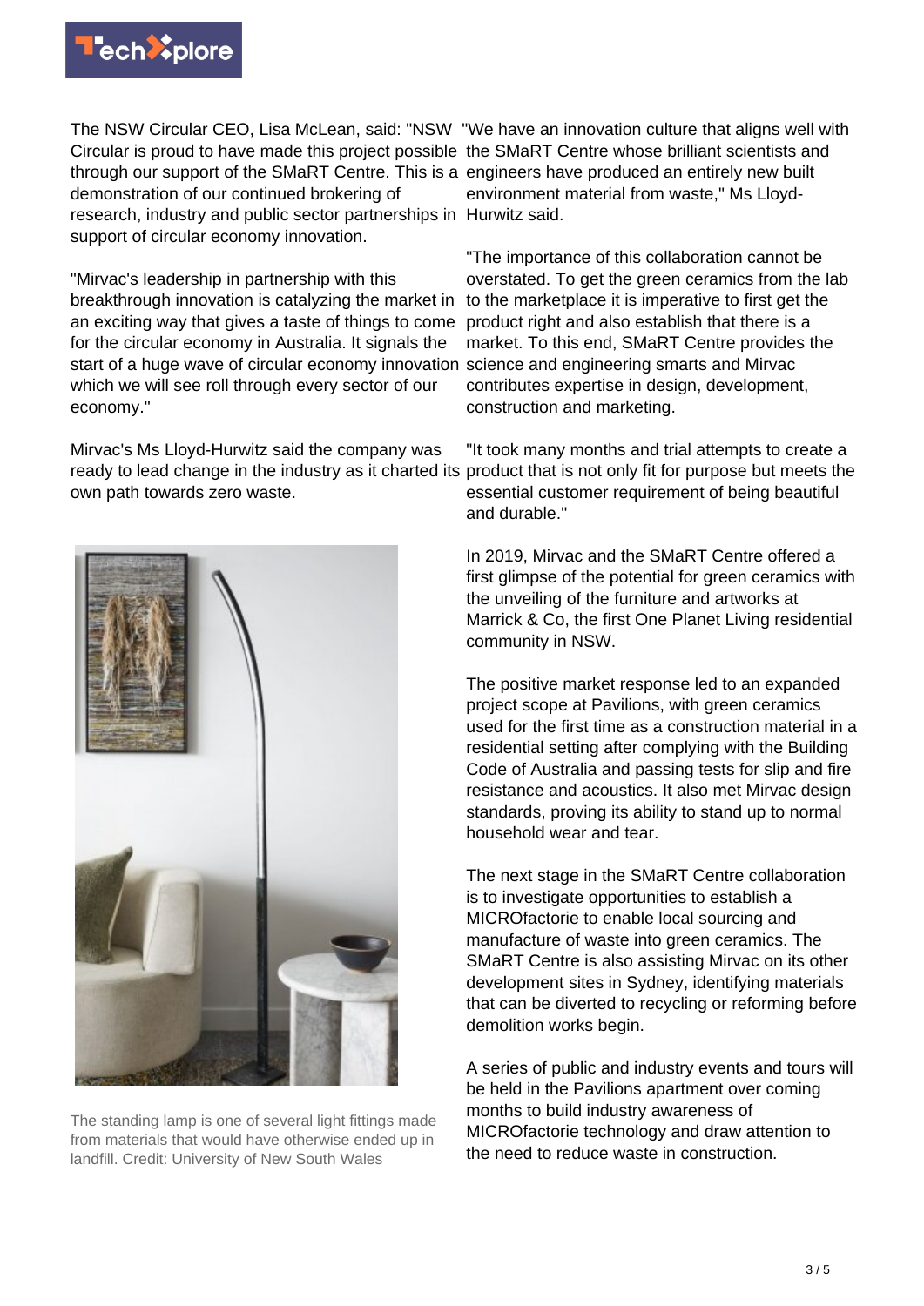The NSW Circular CEO, Lisa McLean, said: "NSW Circular is proud to have made this project possible through our support of the SMaRT Centre. This is a demonstration of our continued brokering of research, industry and public sector partnerships in support of circular economy innovation.

"Mirvac's leadership in partnership with this breakthrough innovation is catalyzing the market in an exciting way that gives a taste of things to come for the circular economy in Australia. It signals the start of a huge wave of circular economy innovation which we will see roll through every sector of our economy."

Mirvac's Ms Lloyd-Hurwitz said the company was ready to lead change in the industry as it charted its own path towards zero waste.

The standing lamp is one of several light fittings made from materials that would have otherwise ended up in landfill. Credit: University of New South Wales

"We have an innovation culture that aligns well with the SMaRT Centre whose brilliant scientists and engineers have produced an entirely new built environment material from waste," Ms Lloyd-Hurwitz said.

"The importance of this collaboration cannot be overstated. To get the green ceramics from the lab to the marketplace it is imperative to first get the product right and also establish that there is a market. To this end, SMaRT Centre provides the science and engineering smarts and Mirvac contributes expertise in design, development, construction and marketing.

"It took many months and trial attempts to create a product that is not only fit for purpose but meets the essential customer requirement of being beautiful and durable."

In 2019, Mirvac and the SMaRT Centre offered a first glimpse of the potential for green ceramics with the unveiling of the furniture and artworks at Marrick & Co, the first One Planet Living residential community in NSW.

The positive market response led to an expanded project scope at Pavilions, with green ceramics used for the first time as a construction material in a residential setting after complying with the Building Code of Australia and passing tests for slip and fire resistance and acoustics. It also met Mirvac design standards, proving its ability to stand up to normal household wear and tear.

The next stage in the SMaRT Centre collaboration is to investigate opportunities to establish a MICROfactorie to enable local sourcing and manufacture of waste into green ceramics. The SMaRT Centre is also assisting Mirvac on its other development sites in Sydney, identifying materials that can be diverted to recycling or reforming before demolition works begin.

A series of public and industry events and tours will be held in the Pavilions apartment over coming months to build industry awareness of MICROfactorie technology and draw attention to the need to reduce waste in construction.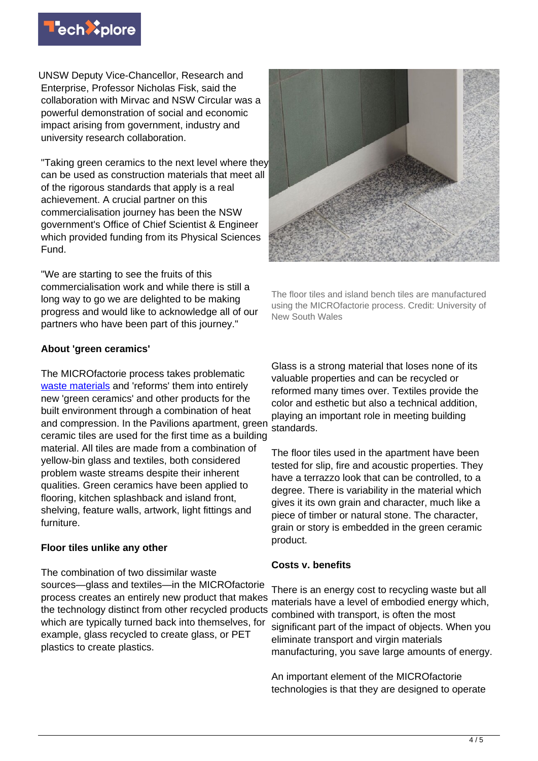UNSW Deputy Vice-Chancellor, Research and Enterprise, Professor Nicholas Fisk, said the collaboration with Mirvac and NSW Circular was a powerful demonstration of social and economic impact arising from government, industry and university research collaboration.

"Taking green ceramics to the next level where they can be used as construction materials that meet all of the rigorous standards that apply is a real achievement. A crucial partner on this commercialisation journey has been the NSW government's Office of Chief Scientist & Engineer which provided funding from its Physical Sciences Fund.

"We are starting to see the fruits of this commercialisation work and while there is still a long way to go we are delighted to be making progress and would like to acknowledge all of our partners who have been part of this journey."

The floor tiles and island bench tiles are manufactured using the MICROfactorie process. Credit: University of New South Wales

**About 'green ceramics'**

The MICROfactorie process takes problematic waste materials and 'reforms' them into entirely new 'green ceramics' and other products for the built environment through a combination of heat and compression. In the Pavilions apartment, green ceramic tiles are used for the first time as a building material. All tiles are made from a combination of yellow-bin glass and textiles, both considered problem waste streams despite their inherent qualities. Green ceramics have been applied to flooring, kitchen splashback and island front, shelving, feature walls, artwork, light fittings and furniture.

**Floor tiles unlike any other**

The combination of two dissimilar waste sources—glass and textiles—in the MICROfactorie process creates an entirely new product that makes the technology distinct from other recycled products which are typically turned back into themselves, for example, glass recycled to create glass, or PET plastics to create plastics.

Glass is a strong material that loses none of its valuable properties and can be recycled or reformed many times over. Textiles provide the color and esthetic but also a technical addition, playing an important role in meeting building standards.

The floor tiles used in the apartment have been tested for slip, fire and acoustic properties. They have a terrazzo look that can be controlled, to a degree. There is variability in the material which gives it its own grain and character, much like a piece of timber or natural stone. The character, grain or story is embedded in the green ceramic product.

**Costs v. benefits**

There is an energy cost to recycling waste but all materials have a level of embodied energy which, combined with transport, is often the most significant part of the impact of objects. When you eliminate transport and virgin materials manufacturing, you save large amounts of energy.

An important element of the MICROfactorie technologies is that they are designed to operate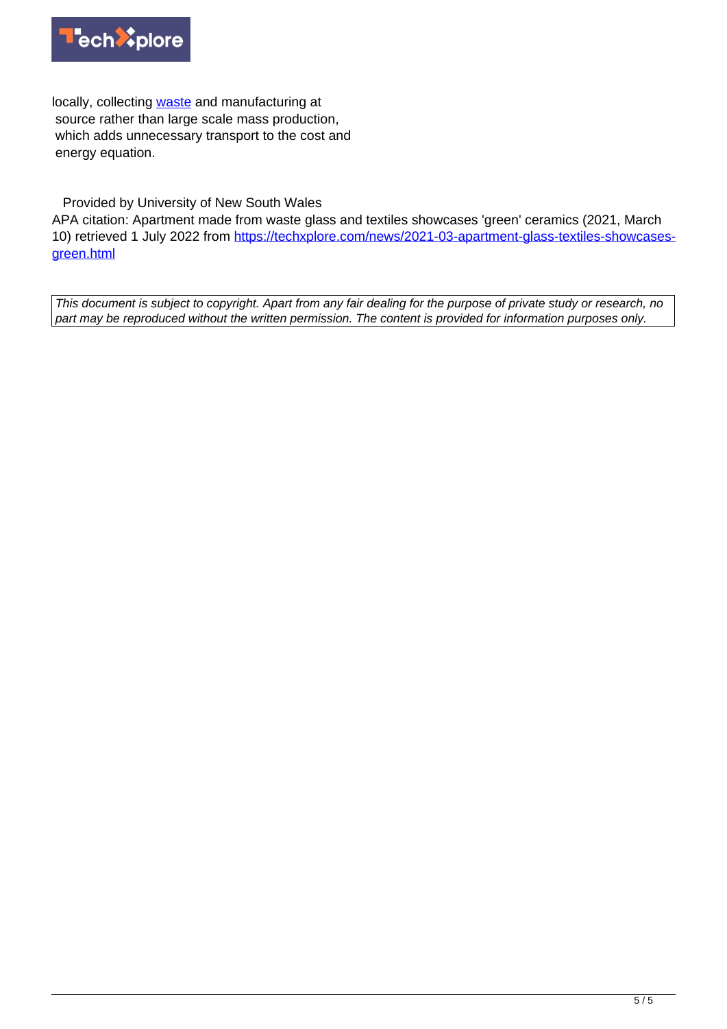locally, collecting waste and manufacturing at source rather than large scale mass production, which adds unnecessary transport to the cost and energy equation.

Provided by University of New South Wales

APA citation: Apartment made from waste glass and textiles showcases 'green' ceramics (2021, March 10) retrieved 1 July 2022 from https://techxplore.com/news/2021-03-apartment-glass-textiles-showcases-green.html

*This document is subject to copyright. Apart from any fair dealing for the purpose of private study or research, no part may be reproduced without the written permission. The content is provided for information purposes only.*